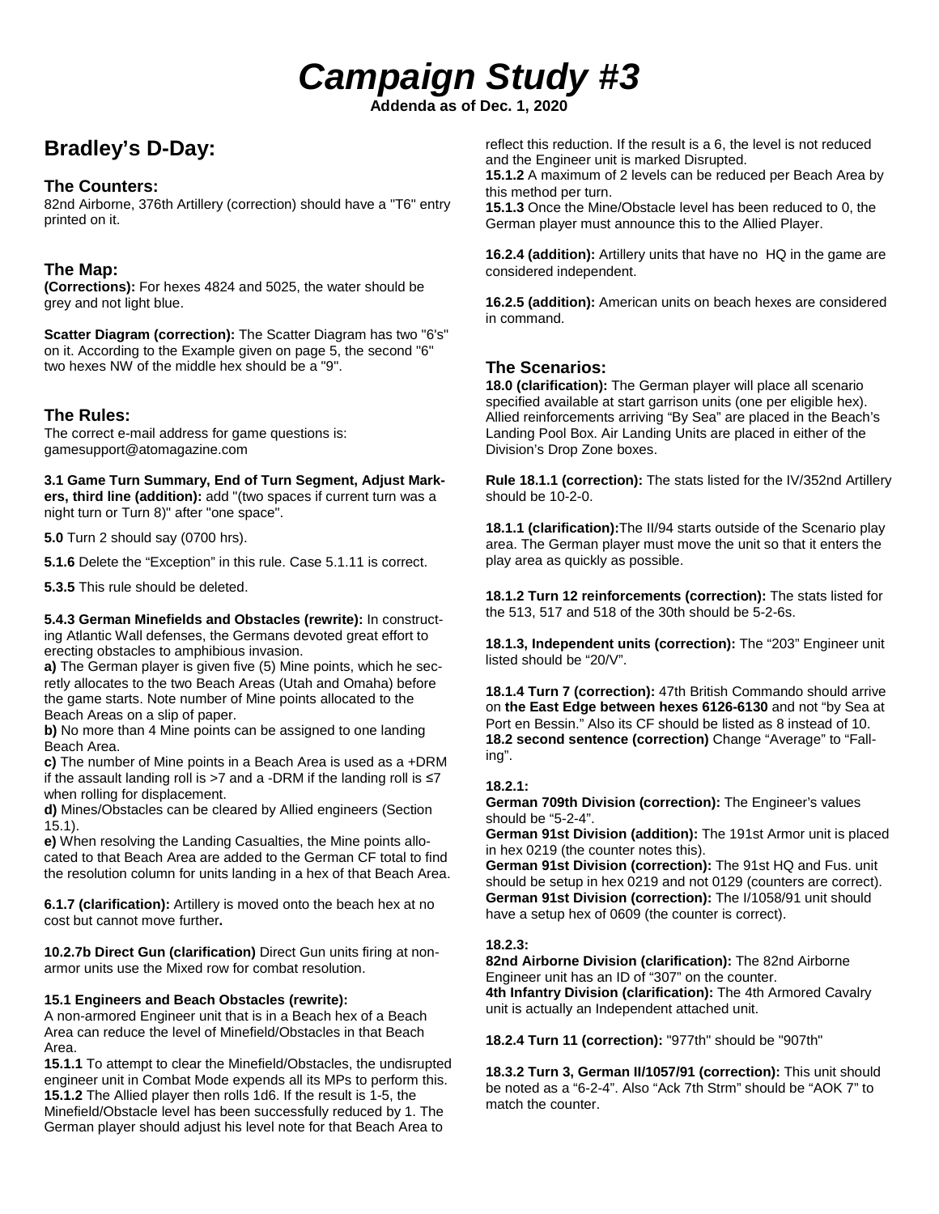# *Campaign Study #3*

**Addenda as of Dec. 1, 2020**

## Bradley's D-Day:

### The Counters:

82nd Airborne, 376th Artillery (correction) should have a "T6" entry printed on it.

### The Map:

**(Corrections):** For hexes 4824 and 5025, the water should be grey and not light blue.

**Scatter Diagram (correction):** The Scatter Diagram has two "6's" on it. According to the Example given on page 5, the second "6" two hexes NW of the middle hex should be a "9".

### The Rules:

The correct e-mail address for game questions is: gamesupport@atomagazine.com

**3.1 Game Turn Summary, End of Turn Segment, Adjust Markers, third line (addition):** add "(two spaces if current turn was a night turn or Turn 8)" after "one space".

**5.0** Turn 2 should say (0700 hrs).

**5.1.6** Delete the "Exception" in this rule. Case 5.1.11 is correct.

**5.3.5** This rule should be deleted.

**5.4.3 German Minefields and Obstacles (rewrite):** In constructing Atlantic Wall defenses, the Germans devoted great effort to erecting obstacles to amphibious invasion.

**a)** The German player is given five (5) Mine points, which he secretly allocates to the two Beach Areas (Utah and Omaha) before the game starts. Note number of Mine points allocated to the Beach Areas on a slip of paper.

**b)** No more than 4 Mine points can be assigned to one landing Beach Area.

**c)** The number of Mine points in a Beach Area is used as a +DRM if the assault landing roll is >7 and a -DRM if the landing roll is ≤7 when rolling for displacement.

**d)** Mines/Obstacles can be cleared by Allied engineers (Section 15.1).

**e)** When resolving the Landing Casualties, the Mine points allocated to that Beach Area are added to the German CF total to find the resolution column for units landing in a hex of that Beach Area.

**6.1.7 (clarification):** Artillery is moved onto the beach hex at no cost but cannot move further**.**

**10.2.7b Direct Gun (clarification)** Direct Gun units firing at non-armor units use the Mixed row for combat resolution.

**15.1 Engineers and Beach Obstacles (rewrite):**

A non-armored Engineer unit that is in a Beach hex of a Beach Area can reduce the level of Minefield/Obstacles in that Beach Area.

**15.1.1** To attempt to clear the Minefield/Obstacles, the undisrupted engineer unit in Combat Mode expends all its MPs to perform this.

**15.1.2** The Allied player then rolls 1d6. If the result is 1-5, the Minefield/Obstacle level has been successfully reduced by 1. The German player should adjust his level note for that Beach Area to reflect this reduction. If the result is a 6, the level is not reduced and the Engineer unit is marked Disrupted.

**15.1.2** A maximum of 2 levels can be reduced per Beach Area by this method per turn.

**15.1.3** Once the Mine/Obstacle level has been reduced to 0, the German player must announce this to the Allied Player.

**16.2.4 (addition):** Artillery units that have no HQ in the game are considered independent.

**16.2.5 (addition):** American units on beach hexes are considered in command.

### The Scenarios:

**18.0 (clarification):** The German player will place all scenario specified available at start garrison units (one per eligible hex). Allied reinforcements arriving "By Sea" are placed in the Beach's Landing Pool Box. Air Landing Units are placed in either of the Division's Drop Zone boxes.

**Rule 18.1.1 (correction):** The stats listed for the IV/352nd Artillery should be 10-2-0.

**18.1.1 (clarification):**The II/94 starts outside of the Scenario play area. The German player must move the unit so that it enters the play area as quickly as possible.

**18.1.2 Turn 12 reinforcements (correction):** The stats listed for the 513, 517 and 518 of the 30th should be 5-2-6s.

**18.1.3, Independent units (correction):** The "203" Engineer unit listed should be "20/V".

**18.1.4 Turn 7 (correction):** 47th British Commando should arrive on **the East Edge between hexes 6126-6130** and not "by Sea at Port en Bessin." Also its CF should be listed as 8 instead of 10.

**18.2 second sentence (correction)** Change "Average" to "Falling".

**18.2.1:**

**German 709th Division (correction):** The Engineer's values should be "5-2-4".

**German 91st Division (addition):** The 191st Armor unit is placed in hex 0219 (the counter notes this).

**German 91st Division (correction):** The 91st HQ and Fus. unit should be setup in hex 0219 and not 0129 (counters are correct).

**German 91st Division (correction):** The I/1058/91 unit should have a setup hex of 0609 (the counter is correct).

**18.2.3:**

**82nd Airborne Division (clarification):** The 82nd Airborne Engineer unit has an ID of "307" on the counter.

**4th Infantry Division (clarification):** The 4th Armored Cavalry unit is actually an Independent attached unit.

**18.2.4 Turn 11 (correction):** "977th" should be "907th"

**18.3.2 Turn 3, German II/1057/91 (correction):** This unit should be noted as a "6-2-4". Also "Ack 7th Strm" should be "AOK 7" to match the counter.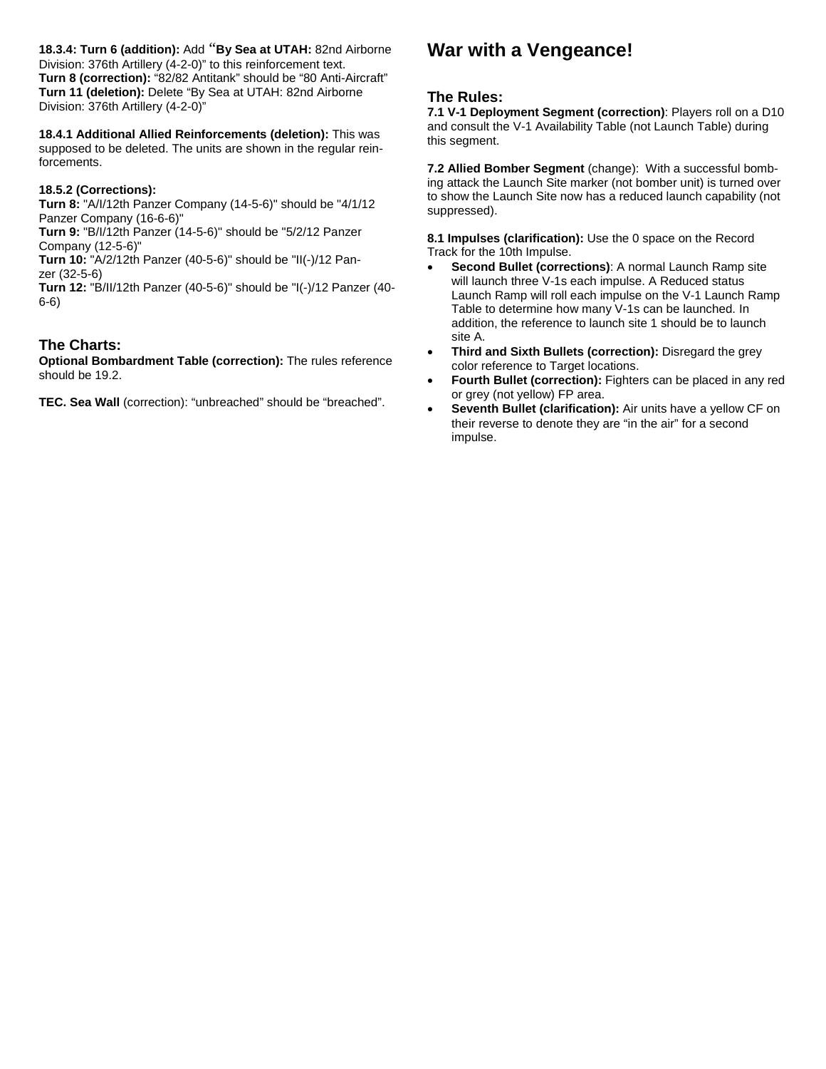**18.3.4: Turn 6 (addition):** Add "**By Sea at UTAH:** 82nd Airborne Division: 376th Artillery (4-2-0)" to this reinforcement text.
**Turn 8 (correction):** "82/82 Antitank" should be "80 Anti-Aircraft"
**Turn 11 (deletion):** Delete "By Sea at UTAH: 82nd Airborne Division: 376th Artillery (4-2-0)"

**18.4.1 Additional Allied Reinforcements (deletion):** This was supposed to be deleted. The units are shown in the regular reinforcements.

**18.5.2 (Corrections):**
**Turn 8:** "A/I/12th Panzer Company (14-5-6)" should be "4/1/12 Panzer Company (16-6-6)"
**Turn 9:** "B/I/12th Panzer (14-5-6)" should be "5/2/12 Panzer Company (12-5-6)"
**Turn 10:** "A/2/12th Panzer (40-5-6)" should be "II(-)/12 Panzer (32-5-6)
**Turn 12:** "B/II/12th Panzer (40-5-6)" should be "I(-)/12 Panzer (40-6-6)

## The Charts:

**Optional Bombardment Table (correction):** The rules reference should be 19.2.

**TEC. Sea Wall** (correction): "unbreached" should be "breached".

# War with a Vengeance!

## The Rules:

**7.1 V-1 Deployment Segment (correction)**: Players roll on a D10 and consult the V-1 Availability Table (not Launch Table) during this segment.

**7.2 Allied Bomber Segment** (change): With a successful bombing attack the Launch Site marker (not bomber unit) is turned over to show the Launch Site now has a reduced launch capability (not suppressed).

**8.1 Impulses (clarification):** Use the 0 space on the Record Track for the 10th Impulse.

- **Second Bullet (corrections)**: A normal Launch Ramp site will launch three V-1s each impulse. A Reduced status Launch Ramp will roll each impulse on the V-1 Launch Ramp Table to determine how many V-1s can be launched. In addition, the reference to launch site 1 should be to launch site A.
- **Third and Sixth Bullets (correction):** Disregard the grey color reference to Target locations.
- **Fourth Bullet (correction):** Fighters can be placed in any red or grey (not yellow) FP area.
- **Seventh Bullet (clarification):** Air units have a yellow CF on their reverse to denote they are "in the air" for a second impulse.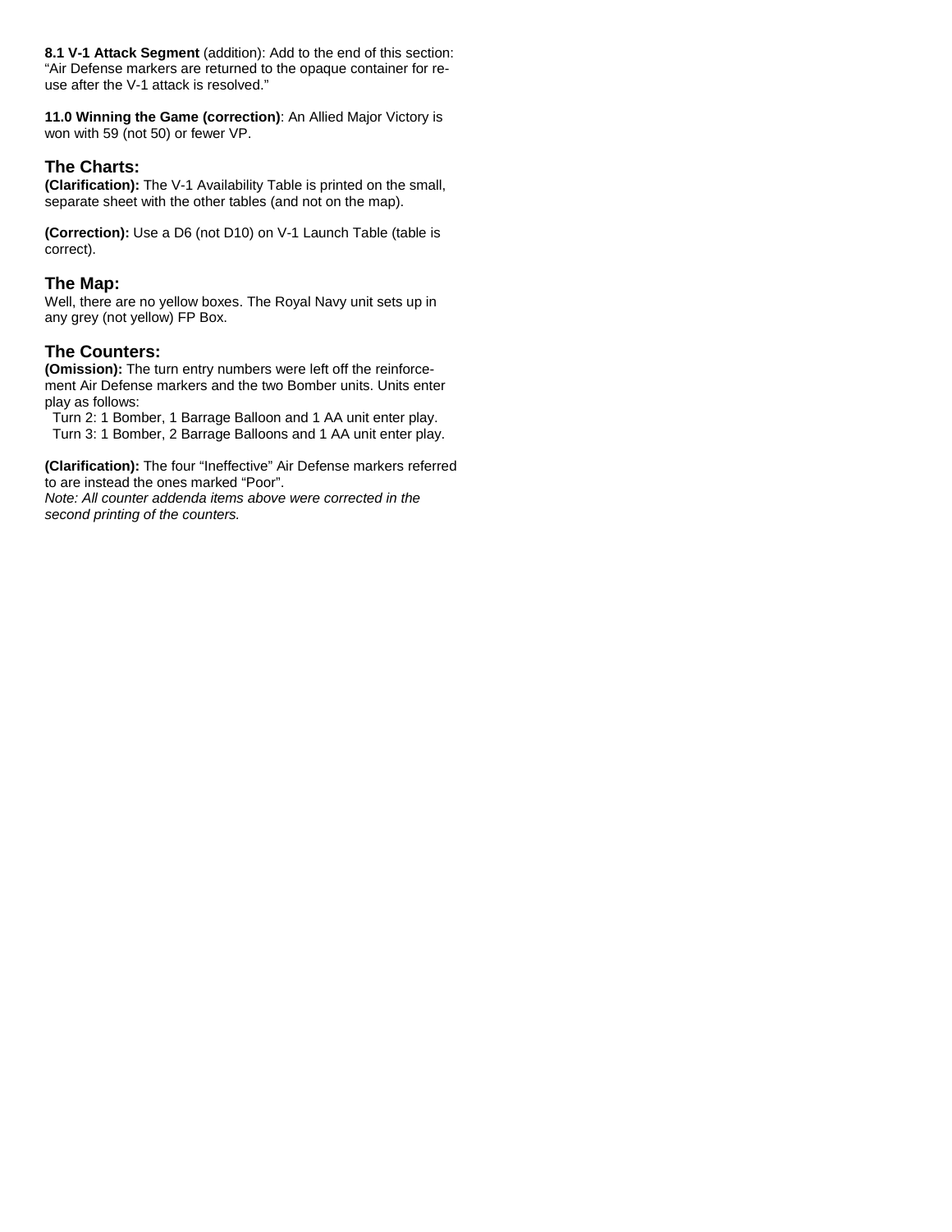**8.1 V-1 Attack Segment** (addition): Add to the end of this section: "Air Defense markers are returned to the opaque container for re-use after the V-1 attack is resolved."

**11.0 Winning the Game (correction)**: An Allied Major Victory is won with 59 (not 50) or fewer VP.

## The Charts:

**(Clarification):** The V-1 Availability Table is printed on the small, separate sheet with the other tables (and not on the map).

**(Correction):** Use a D6 (not D10) on V-1 Launch Table (table is correct).

## The Map:

Well, there are no yellow boxes. The Royal Navy unit sets up in any grey (not yellow) FP Box.

## The Counters:

**(Omission):** The turn entry numbers were left off the reinforcement Air Defense markers and the two Bomber units. Units enter play as follows:

Turn 2: 1 Bomber, 1 Barrage Balloon and 1 AA unit enter play.
Turn 3: 1 Bomber, 2 Barrage Balloons and 1 AA unit enter play.

**(Clarification):** The four "Ineffective" Air Defense markers referred to are instead the ones marked "Poor".
*Note: All counter addenda items above were corrected in the second printing of the counters.*